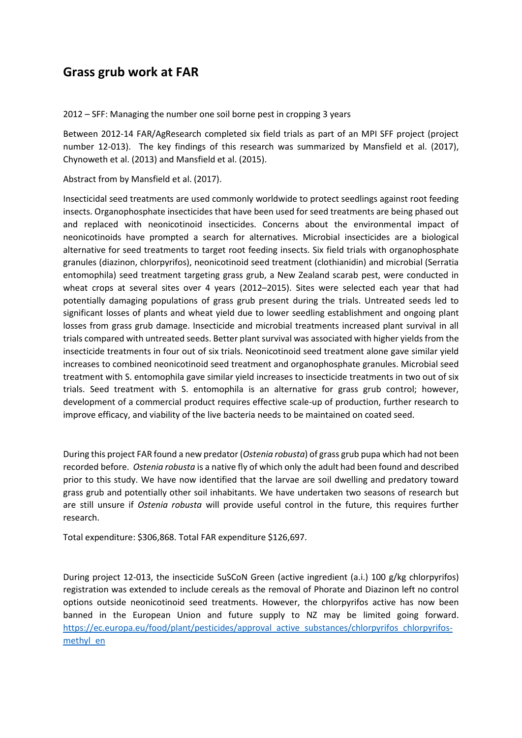# Grass grub work at FAR

2012 – SFF: Managing the number one soil borne pest in cropping 3 years

Between 2012-14 FAR/AgResearch completed six field trials as part of an MPI SFF project (project number 12-013). The key findings of this research was summarized by Mansfield et al. (2017), Chynoweth et al. (2013) and Mansfield et al. (2015).

Abstract from by Mansfield et al. (2017).

Insecticidal seed treatments are used commonly worldwide to protect seedlings against root feeding insects. Organophosphate insecticides that have been used for seed treatments are being phased out and replaced with neonicotinoid insecticides. Concerns about the environmental impact of neonicotinoids have prompted a search for alternatives. Microbial insecticides are a biological alternative for seed treatments to target root feeding insects. Six field trials with organophosphate granules (diazinon, chlorpyrifos), neonicotinoid seed treatment (clothianidin) and microbial (Serratia entomophila) seed treatment targeting grass grub, a New Zealand scarab pest, were conducted in wheat crops at several sites over 4 years (2012–2015). Sites were selected each year that had potentially damaging populations of grass grub present during the trials. Untreated seeds led to significant losses of plants and wheat yield due to lower seedling establishment and ongoing plant losses from grass grub damage. Insecticide and microbial treatments increased plant survival in all trials compared with untreated seeds. Better plant survival was associated with higher yields from the insecticide treatments in four out of six trials. Neonicotinoid seed treatment alone gave similar yield increases to combined neonicotinoid seed treatment and organophosphate granules. Microbial seed treatment with S. entomophila gave similar yield increases to insecticide treatments in two out of six trials. Seed treatment with S. entomophila is an alternative for grass grub control; however, development of a commercial product requires effective scale-up of production, further research to improve efficacy, and viability of the live bacteria needs to be maintained on coated seed.

During this project FAR found a new predator (*Ostenia robusta*) of grass grub pupa which had not been recorded before. *Ostenia robusta* is a native fly of which only the adult had been found and described prior to this study. We have now identified that the larvae are soil dwelling and predatory toward grass grub and potentially other soil inhabitants. We have undertaken two seasons of research but are still unsure if *Ostenia robusta* will provide useful control in the future, this requires further research.

Total expenditure: $306,868. Total FAR expenditure $126,697.

During project 12-013, the insecticide SuSCoN Green (active ingredient (a.i.) 100 g/kg chlorpyrifos) registration was extended to include cereals as the removal of Phorate and Diazinon left no control options outside neonicotinoid seed treatments. However, the chlorpyrifos active has now been banned in the European Union and future supply to NZ may be limited going forward. [https://ec.europa.eu/food/plant/pesticides/approval_active_substances/chlorpyrifos_chlorpyrifos-methyl_en](https://ec.europa.eu/food/plant/pesticides/approval_active_substances/chlorpyrifos_chlorpyrifos-methyl_en)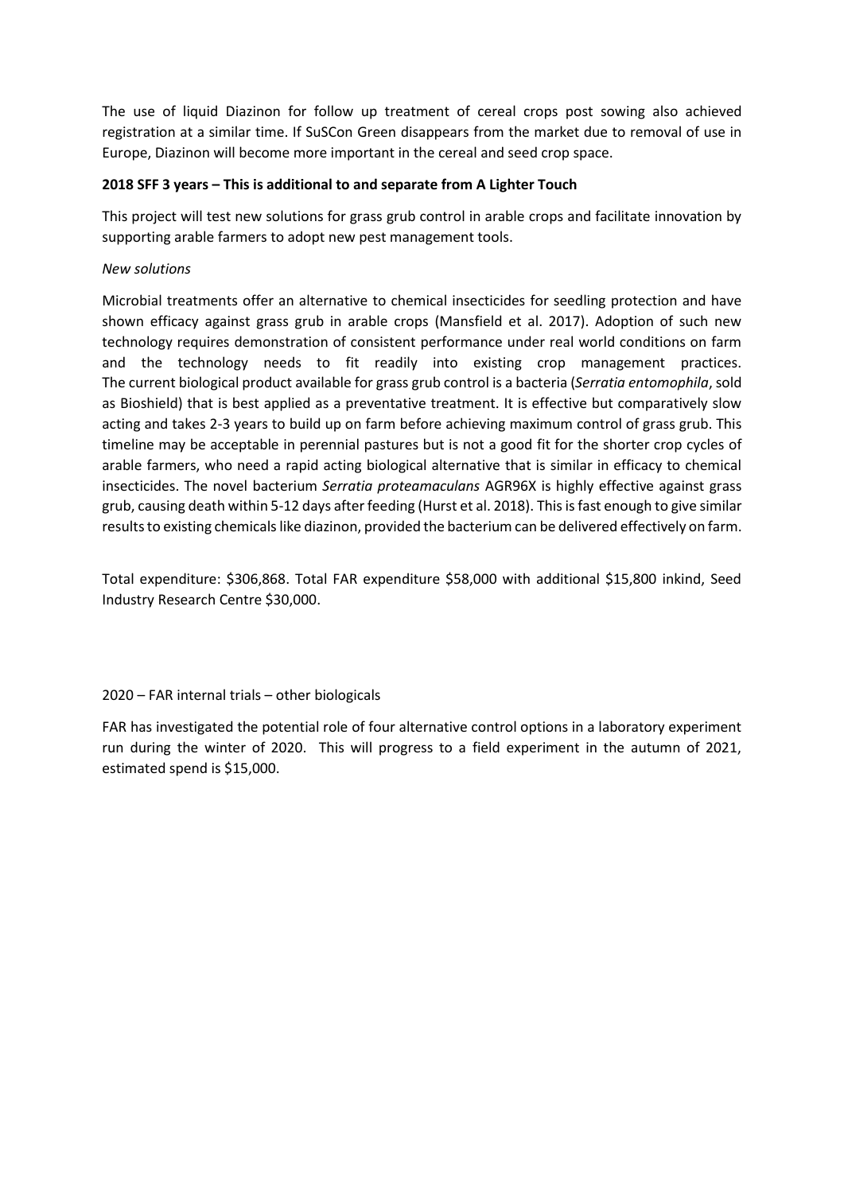The use of liquid Diazinon for follow up treatment of cereal crops post sowing also achieved registration at a similar time. If SuSCon Green disappears from the market due to removal of use in Europe, Diazinon will become more important in the cereal and seed crop space.

**2018 SFF 3 years – This is additional to and separate from A Lighter Touch**

This project will test new solutions for grass grub control in arable crops and facilitate innovation by supporting arable farmers to adopt new pest management tools.

*New solutions*

Microbial treatments offer an alternative to chemical insecticides for seedling protection and have shown efficacy against grass grub in arable crops (Mansfield et al. 2017). Adoption of such new technology requires demonstration of consistent performance under real world conditions on farm and the technology needs to fit readily into existing crop management practices. The current biological product available for grass grub control is a bacteria (*Serratia entomophila*, sold as Bioshield) that is best applied as a preventative treatment. It is effective but comparatively slow acting and takes 2-3 years to build up on farm before achieving maximum control of grass grub. This timeline may be acceptable in perennial pastures but is not a good fit for the shorter crop cycles of arable farmers, who need a rapid acting biological alternative that is similar in efficacy to chemical insecticides. The novel bacterium *Serratia proteamaculans* AGR96X is highly effective against grass grub, causing death within 5-12 days after feeding (Hurst et al. 2018). This is fast enough to give similar results to existing chemicals like diazinon, provided the bacterium can be delivered effectively on farm.

Total expenditure: $306,868. Total FAR expenditure $58,000 with additional $15,800 inkind, Seed Industry Research Centre $30,000.

2020 – FAR internal trials – other biologicals

FAR has investigated the potential role of four alternative control options in a laboratory experiment run during the winter of 2020. This will progress to a field experiment in the autumn of 2021, estimated spend is $15,000.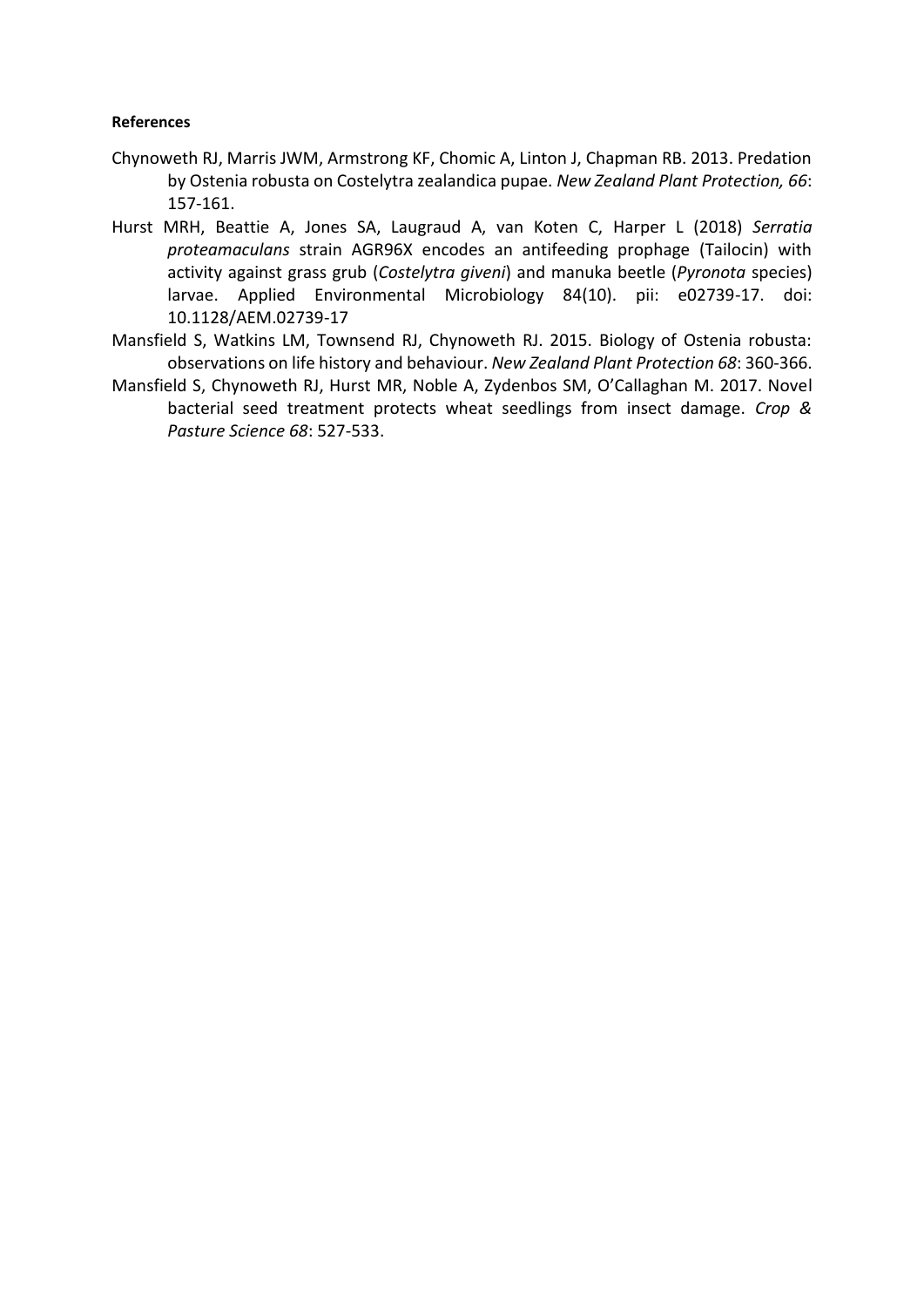**References**

Chynoweth RJ, Marris JWM, Armstrong KF, Chomic A, Linton J, Chapman RB. 2013. Predation by Ostenia robusta on Costelytra zealandica pupae. *New Zealand Plant Protection, 66*: 157-161.

Hurst MRH, Beattie A, Jones SA, Laugraud A, van Koten C, Harper L (2018) *Serratia proteamaculans* strain AGR96X encodes an antifeeding prophage (Tailocin) with activity against grass grub (*Costelytra giveni*) and manuka beetle (*Pyronota* species) larvae. Applied Environmental Microbiology 84(10). pii: e02739-17. doi: 10.1128/AEM.02739-17

Mansfield S, Watkins LM, Townsend RJ, Chynoweth RJ. 2015. Biology of Ostenia robusta: observations on life history and behaviour. *New Zealand Plant Protection 68*: 360-366.

Mansfield S, Chynoweth RJ, Hurst MR, Noble A, Zydenbos SM, O'Callaghan M. 2017. Novel bacterial seed treatment protects wheat seedlings from insect damage. *Crop & Pasture Science 68*: 527-533.